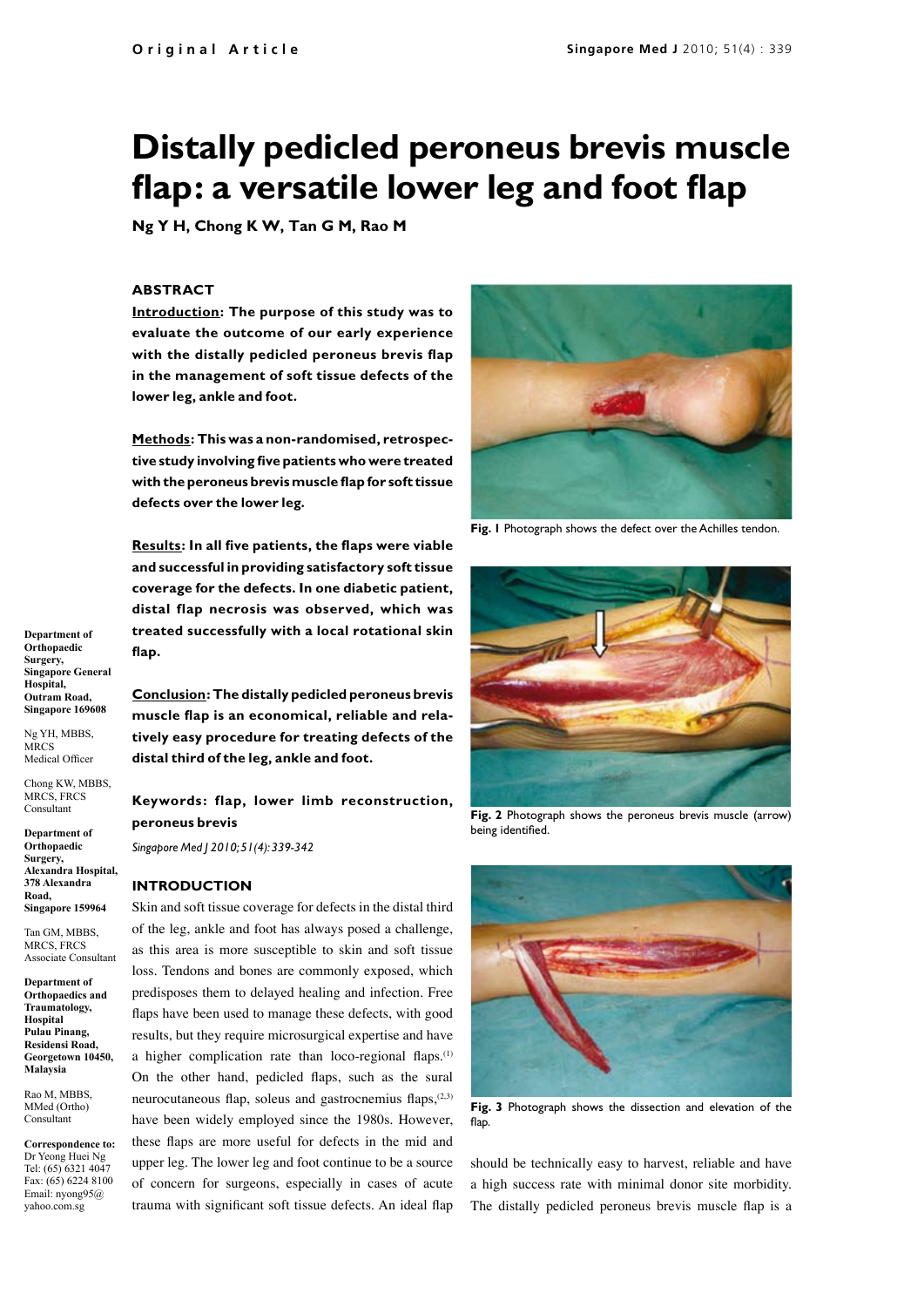# Distally pedicled peroneus brevis muscle flap: a versatile lower leg and foot flap

**Ng Y H, Chong K W, Tan G M, Rao M**

## ABSTRACT

**Introduction: The purpose of this study was to evaluate the outcome of our early experience with the distally pedicled peroneus brevis flap in the management of soft tissue defects of the lower leg, ankle and foot.**

**Methods: This was a non-randomised, retrospective study involving five patients who were treated with the peroneus brevis muscle flap for soft tissue defects over the lower leg.**

**Results: In all five patients, the flaps were viable and successful in providing satisfactory soft tissue coverage for the defects. In one diabetic patient, distal flap necrosis was observed, which was treated successfully with a local rotational skin flap.**

**Conclusion: The distally pedicled peroneus brevis muscle flap is an economical, reliable and relatively easy procedure for treating defects of the distal third of the leg, ankle and foot.**

**Keywords: flap, lower limb reconstruction, peroneus brevis**

*Singapore Med J 2010; 51(4): 339-342*

**Department of Orthopaedic Surgery, Singapore General Hospital, Outram Road, Singapore 169608**

Ng YH, MBBS, MRCS
Medical Officer

Chong KW, MBBS, MRCS, FRCS
Consultant

**Department of Orthopaedic Surgery, Alexandra Hospital, 378 Alexandra Road, Singapore 159964**

Tan GM, MBBS, MRCS, FRCS
Associate Consultant

**Department of Orthopaedics and Traumatology, Hospital Pulau Pinang, Residensi Road, Georgetown 10450, Malaysia**

Rao M, MBBS, MMed (Ortho)
Consultant

**Correspondence to:** Dr Yeong Huei Ng
Tel: (65) 6321 4047
Fax: (65) 6224 8100
Email: nyong95@yahoo.com.sg

## INTRODUCTION

Skin and soft tissue coverage for defects in the distal third of the leg, ankle and foot has always posed a challenge, as this area is more susceptible to skin and soft tissue loss. Tendons and bones are commonly exposed, which predisposes them to delayed healing and infection. Free flaps have been used to manage these defects, with good results, but they require microsurgical expertise and have a higher complication rate than loco-regional flaps.[1] On the other hand, pedicled flaps, such as the sural neurocutaneous flap, soleus and gastrocnemius flaps,[2,3] have been widely employed since the 1980s. However, these flaps are more useful for defects in the mid and upper leg. The lower leg and foot continue to be a source of concern for surgeons, especially in cases of acute trauma with significant soft tissue defects. An ideal flap should be technically easy to harvest, reliable and have a high success rate with minimal donor site morbidity. The distally pedicled peroneus brevis muscle flap is a

**Fig. 1** Photograph shows the defect over the Achilles tendon.

**Fig. 2** Photograph shows the peroneus brevis muscle (arrow) being identified.

**Fig. 3** Photograph shows the dissection and elevation of the flap.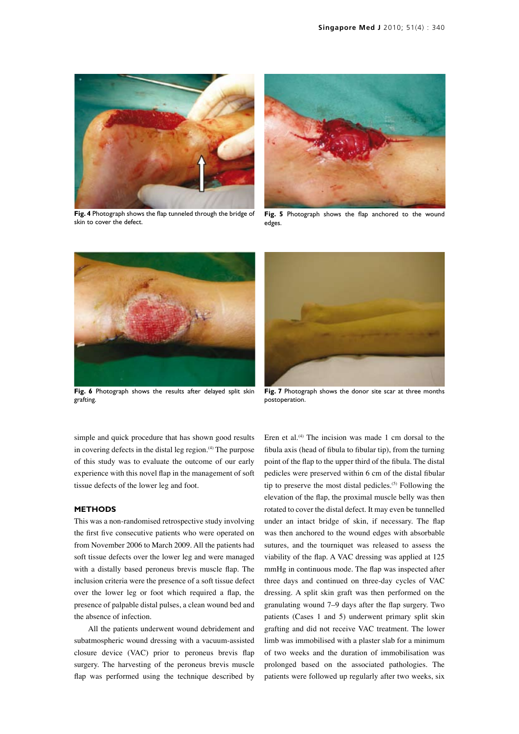Fig. 4 Photograph shows the flap tunneled through the bridge of skin to cover the defect.

Fig. 5 Photograph shows the flap anchored to the wound edges.

Fig. 6 Photograph shows the results after delayed split skin grafting.

Fig. 7 Photograph shows the donor site scar at three months postoperation.

simple and quick procedure that has shown good results in covering defects in the distal leg region.[4] The purpose of this study was to evaluate the outcome of our early experience with this novel flap in the management of soft tissue defects of the lower leg and foot.

## METHODS

This was a non-randomised retrospective study involving the first five consecutive patients who were operated on from November 2006 to March 2009. All the patients had soft tissue defects over the lower leg and were managed with a distally based peroneus brevis muscle flap. The inclusion criteria were the presence of a soft tissue defect over the lower leg or foot which required a flap, the presence of palpable distal pulses, a clean wound bed and the absence of infection.

All the patients underwent wound debridement and subatmospheric wound dressing with a vacuum-assisted closure device (VAC) prior to peroneus brevis flap surgery. The harvesting of the peroneus brevis muscle flap was performed using the technique described by Eren et al.[4] The incision was made 1 cm dorsal to the fibula axis (head of fibula to fibular tip), from the turning point of the flap to the upper third of the fibula. The distal pedicles were preserved within 6 cm of the distal fibular tip to preserve the most distal pedicles.[5] Following the elevation of the flap, the proximal muscle belly was then rotated to cover the distal defect. It may even be tunnelled under an intact bridge of skin, if necessary. The flap was then anchored to the wound edges with absorbable sutures, and the tourniquet was released to assess the viability of the flap. A VAC dressing was applied at 125 mmHg in continuous mode. The flap was inspected after three days and continued on three-day cycles of VAC dressing. A split skin graft was then performed on the granulating wound 7–9 days after the flap surgery. Two patients (Cases 1 and 5) underwent primary split skin grafting and did not receive VAC treatment. The lower limb was immobilised with a plaster slab for a minimum of two weeks and the duration of immobilisation was prolonged based on the associated pathologies. The patients were followed up regularly after two weeks, six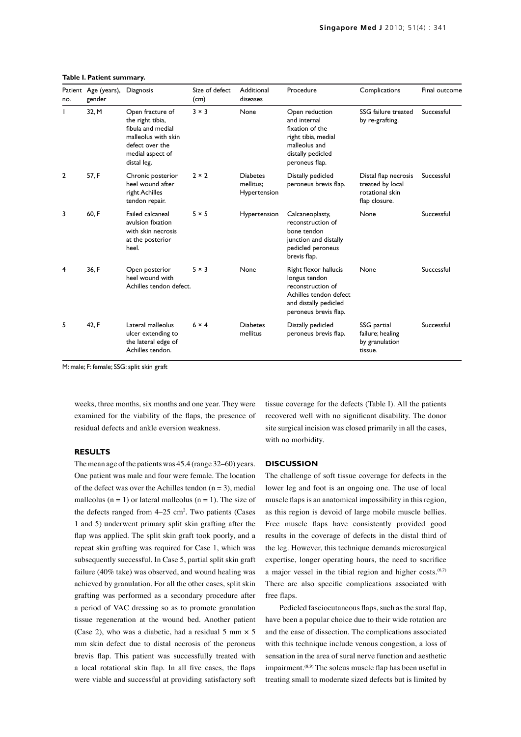**Table I. Patient summary.**

| Patient no. | Age (years), gender | Diagnosis | Size of defect (cm) | Additional diseases | Procedure | Complications | Final outcome |
|---|---|---|---|---|---|---|---|
| 1 | 32, M | Open fracture of the right tibia, fibula and medial malleolus with skin defect over the medial aspect of distal leg. | 3 × 3 | None | Open reduction and internal fixation of the right tibia, medial malleolus and distally pedicled peroneus flap. | SSG failure treated by re-grafting. | Successful |
| 2 | 57, F | Chronic posterior heel wound after right Achilles tendon repair. | 2 × 2 | Diabetes mellitus; Hypertension | Distally pedicled peroneus brevis flap. | Distal flap necrosis treated by local rotational skin flap closure. | Successful |
| 3 | 60, F | Failed calcaneal avulsion fixation with skin necrosis at the posterior heel. | 5 × 5 | Hypertension | Calcaneoplasty, reconstruction of bone tendon junction and distally pedicled peroneus brevis flap. | None | Successful |
| 4 | 36, F | Open posterior heel wound with Achilles tendon defect. | 5 × 3 | None | Right flexor hallucis longus tendon reconstruction of Achilles tendon defect and distally pedicled peroneus brevis flap. | None | Successful |
| 5 | 42, F | Lateral malleolus ulcer extending to the lateral edge of Achilles tendon. | 6 × 4 | Diabetes mellitus | Distally pedicled peroneus brevis flap. | SSG partial failure; healing by granulation tissue. | Successful |

M: male; F: female; SSG: split skin graft

weeks, three months, six months and one year. They were examined for the viability of the flaps, the presence of residual defects and ankle eversion weakness.

## RESULTS

The mean age of the patients was 45.4 (range 32–60) years. One patient was male and four were female. The location of the defect was over the Achilles tendon ($n = 3$), medial malleolus ($n = 1$) or lateral malleolus ($n = 1$). The size of the defects ranged from 4–25 $cm^2$. Two patients (Cases 1 and 5) underwent primary split skin grafting after the flap was applied. The split skin graft took poorly, and a repeat skin grafting was required for Case 1, which was subsequently successful. In Case 5, partial split skin graft failure (40% take) was observed, and wound healing was achieved by granulation. For all the other cases, split skin grafting was performed as a secondary procedure after a period of VAC dressing so as to promote granulation tissue regeneration at the wound bed. Another patient (Case 2), who was a diabetic, had a residual 5 mm × 5 mm skin defect due to distal necrosis of the peroneus brevis flap. This patient was successfully treated with a local rotational skin flap. In all five cases, the flaps were viable and successful at providing satisfactory soft tissue coverage for the defects (Table I). All the patients recovered well with no significant disability. The donor site surgical incision was closed primarily in all the cases, with no morbidity.

## DISCUSSION

The challenge of soft tissue coverage for defects in the lower leg and foot is an ongoing one. The use of local muscle flaps is an anatomical impossibility in this region, as this region is devoid of large mobile muscle bellies. Free muscle flaps have consistently provided good results in the coverage of defects in the distal third of the leg. However, this technique demands microsurgical expertise, longer operating hours, the need to sacrifice a major vessel in the tibial region and higher costs.[6,7] There are also specific complications associated with free flaps.

Pedicled fasciocutaneous flaps, such as the sural flap, have been a popular choice due to their wide rotation arc and the ease of dissection. The complications associated with this technique include venous congestion, a loss of sensation in the area of sural nerve function and aesthetic impairment.[8,9] The soleus muscle flap has been useful in treating small to moderate sized defects but is limited by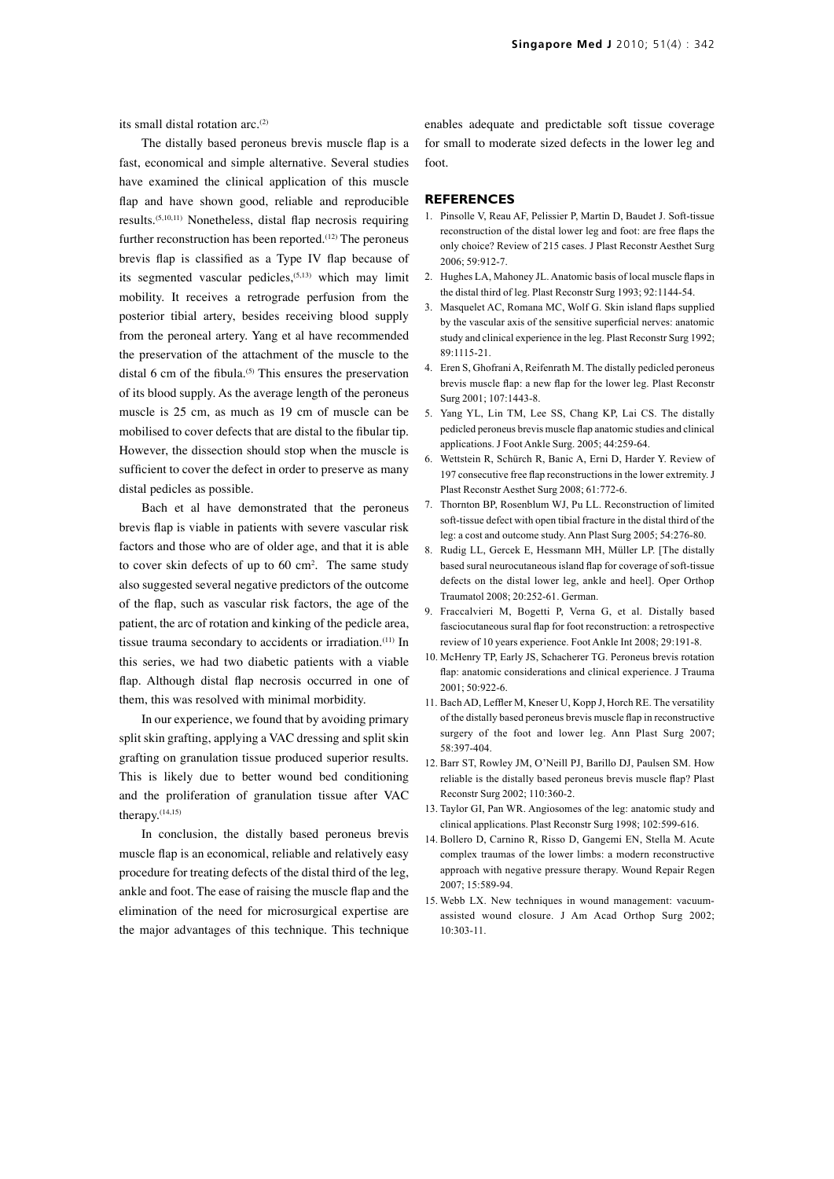its small distal rotation arc.[2]

The distally based peroneus brevis muscle flap is a fast, economical and simple alternative. Several studies have examined the clinical application of this muscle flap and have shown good, reliable and reproducible results.[5,10,11] Nonetheless, distal flap necrosis requiring further reconstruction has been reported.[12] The peroneus brevis flap is classified as a Type IV flap because of its segmented vascular pedicles,[5,13] which may limit mobility. It receives a retrograde perfusion from the posterior tibial artery, besides receiving blood supply from the peroneal artery. Yang et al have recommended the preservation of the attachment of the muscle to the distal 6 cm of the fibula.[5] This ensures the preservation of its blood supply. As the average length of the peroneus muscle is 25 cm, as much as 19 cm of muscle can be mobilised to cover defects that are distal to the fibular tip. However, the dissection should stop when the muscle is sufficient to cover the defect in order to preserve as many distal pedicles as possible.

Bach et al have demonstrated that the peroneus brevis flap is viable in patients with severe vascular risk factors and those who are of older age, and that it is able to cover skin defects of up to 60 $cm^2$. The same study also suggested several negative predictors of the outcome of the flap, such as vascular risk factors, the age of the patient, the arc of rotation and kinking of the pedicle area, tissue trauma secondary to accidents or irradiation.[11] In this series, we had two diabetic patients with a viable flap. Although distal flap necrosis occurred in one of them, this was resolved with minimal morbidity.

In our experience, we found that by avoiding primary split skin grafting, applying a VAC dressing and split skin grafting on granulation tissue produced superior results. This is likely due to better wound bed conditioning and the proliferation of granulation tissue after VAC therapy.[14,15]

In conclusion, the distally based peroneus brevis muscle flap is an economical, reliable and relatively easy procedure for treating defects of the distal third of the leg, ankle and foot. The ease of raising the muscle flap and the elimination of the need for microsurgical expertise are the major advantages of this technique. This technique enables adequate and predictable soft tissue coverage for small to moderate sized defects in the lower leg and foot.

## REFERENCES

1. Pinsolle V, Reau AF, Pelissier P, Martin D, Baudet J. Soft-tissue reconstruction of the distal lower leg and foot: are free flaps the only choice? Review of 215 cases. J Plast Reconstr Aesthet Surg 2006; 59:912-7.
2. Hughes LA, Mahoney JL. Anatomic basis of local muscle flaps in the distal third of leg. Plast Reconstr Surg 1993; 92:1144-54.
3. Masquelet AC, Romana MC, Wolf G. Skin island flaps supplied by the vascular axis of the sensitive superficial nerves: anatomic study and clinical experience in the leg. Plast Reconstr Surg 1992; 89:1115-21.
4. Eren S, Ghofrani A, Reifenrath M. The distally pedicled peroneus brevis muscle flap: a new flap for the lower leg. Plast Reconstr Surg 2001; 107:1443-8.
5. Yang YL, Lin TM, Lee SS, Chang KP, Lai CS. The distally pedicled peroneus brevis muscle flap anatomic studies and clinical applications. J Foot Ankle Surg. 2005; 44:259-64.
6. Wettstein R, Schürch R, Banic A, Erni D, Harder Y. Review of 197 consecutive free flap reconstructions in the lower extremity. J Plast Reconstr Aesthet Surg 2008; 61:772-6.
7. Thornton BP, Rosenblum WJ, Pu LL. Reconstruction of limited soft-tissue defect with open tibial fracture in the distal third of the leg: a cost and outcome study. Ann Plast Surg 2005; 54:276-80.
8. Rudig LL, Gercek E, Hessmann MH, Müller LP. [The distally based sural neurocutaneous island flap for coverage of soft-tissue defects on the distal lower leg, ankle and heel]. Oper Orthop Traumatol 2008; 20:252-61. German.
9. Fraccalvieri M, Bogetti P, Verna G, et al. Distally based fasciocutaneous sural flap for foot reconstruction: a retrospective review of 10 years experience. Foot Ankle Int 2008; 29:191-8.
10. McHenry TP, Early JS, Schacherer TG. Peroneus brevis rotation flap: anatomic considerations and clinical experience. J Trauma 2001; 50:922-6.
11. Bach AD, Leffler M, Kneser U, Kopp J, Horch RE. The versatility of the distally based peroneus brevis muscle flap in reconstructive surgery of the foot and lower leg. Ann Plast Surg 2007; 58:397-404.
12. Barr ST, Rowley JM, O'Neill PJ, Barillo DJ, Paulsen SM. How reliable is the distally based peroneus brevis muscle flap? Plast Reconstr Surg 2002; 110:360-2.
13. Taylor GI, Pan WR. Angiosomes of the leg: anatomic study and clinical applications. Plast Reconstr Surg 1998; 102:599-616.
14. Bollero D, Carnino R, Risso D, Gangemi EN, Stella M. Acute complex traumas of the lower limbs: a modern reconstructive approach with negative pressure therapy. Wound Repair Regen 2007; 15:589-94.
15. Webb LX. New techniques in wound management: vacuum-assisted wound closure. J Am Acad Orthop Surg 2002; 10:303-11.